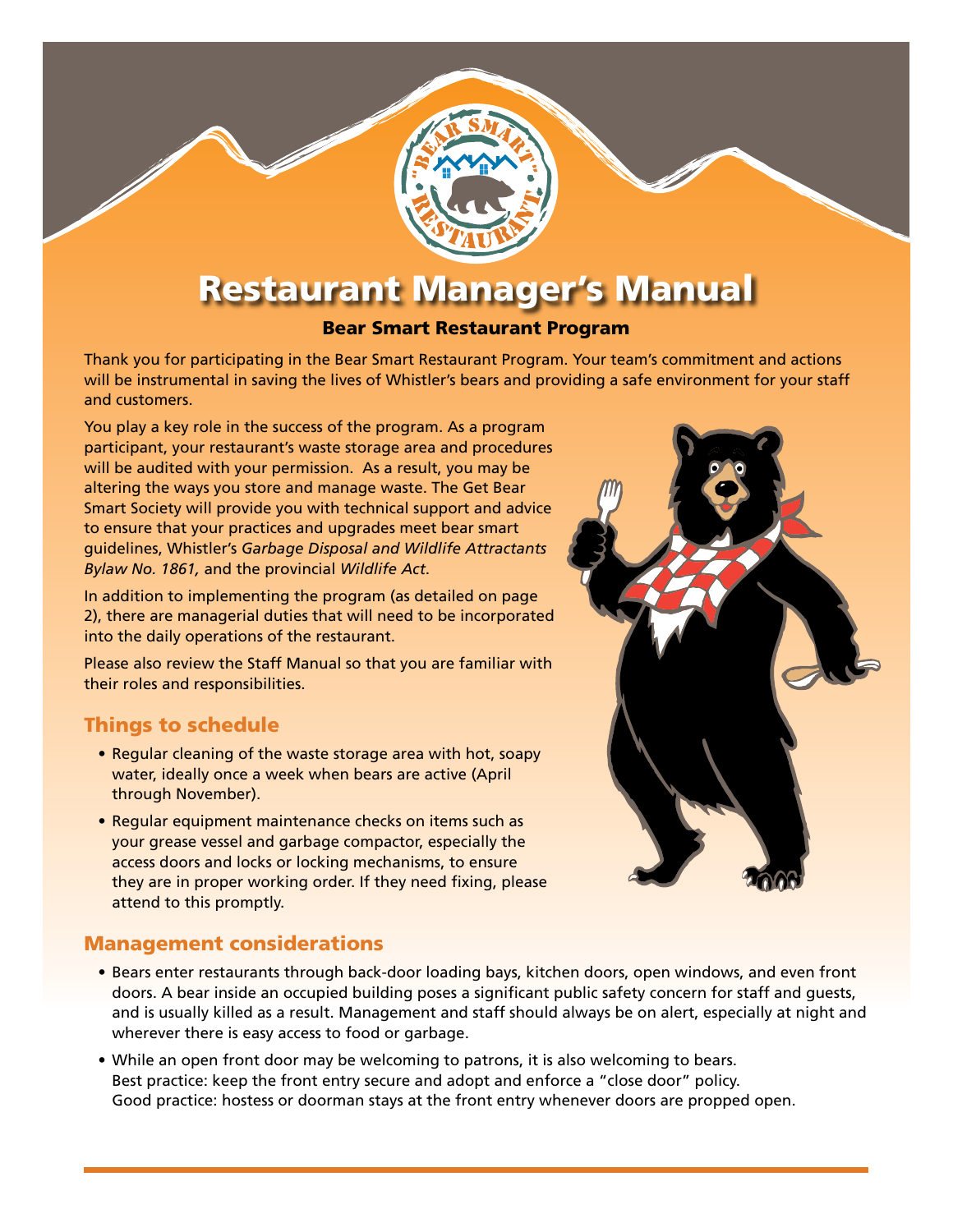# Restaurant Manager's Manual

## Bear Smart Restaurant Program

Thank you for participating in the Bear Smart Restaurant Program. Your team's commitment and actions will be instrumental in saving the lives of Whistler's bears and providing a safe environment for your staff and customers.

You play a key role in the success of the program. As a program participant, your restaurant's waste storage area and procedures will be audited with your permission. As a result, you may be altering the ways you store and manage waste. The Get Bear Smart Society will provide you with technical support and advice to ensure that your practices and upgrades meet bear smart guidelines, Whistler's *Garbage Disposal and Wildlife Attractants Bylaw No. 1861,* and the provincial *Wildlife Act.*

In addition to implementing the program (as detailed on page 2), there are managerial duties that will need to be incorporated into the daily operations of the restaurant.

Please also review the Staff Manual so that you are familiar with their roles and responsibilities.

### Things to schedule

- Regular cleaning of the waste storage area with hot, soapy water, ideally once a week when bears are active (April through November).
- Regular equipment maintenance checks on items such as your grease vessel and garbage compactor, especially the access doors and locks or locking mechanisms, to ensure they are in proper working order. If they need fixing, please attend to this promptly.

### Management considerations

- Bears enter restaurants through back-door loading bays, kitchen doors, open windows, and even front doors. A bear inside an occupied building poses a significant public safety concern for staff and guests, and is usually killed as a result. Management and staff should always be on alert, especially at night and wherever there is easy access to food or garbage.
- While an open front door may be welcoming to patrons, it is also welcoming to bears.  
  Best practice: keep the front entry secure and adopt and enforce a "close door" policy.  
  Good practice: hostess or doorman stays at the front entry whenever doors are propped open.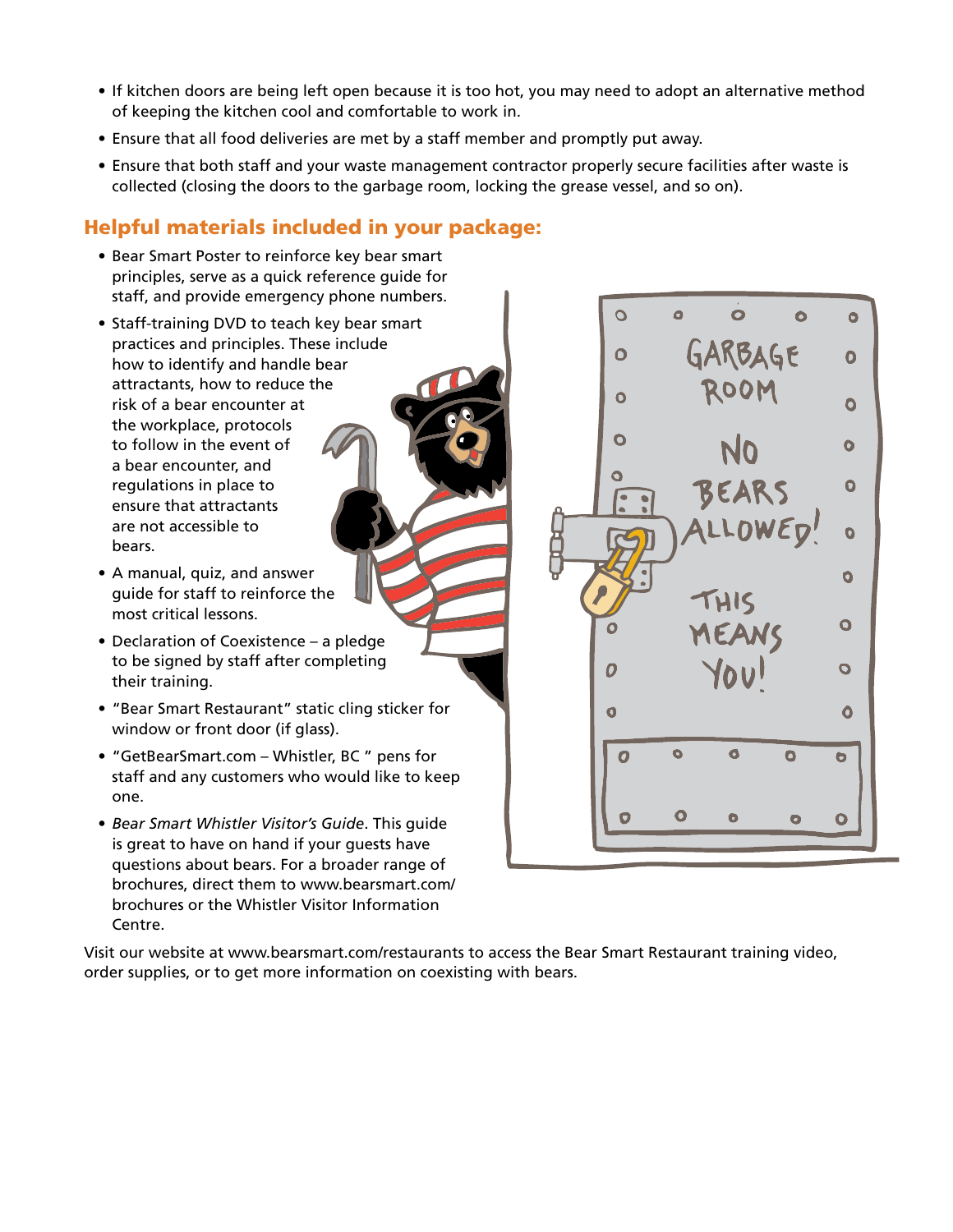- If kitchen doors are being left open because it is too hot, you may need to adopt an alternative method of keeping the kitchen cool and comfortable to work in.
- Ensure that all food deliveries are met by a staff member and promptly put away.
- Ensure that both staff and your waste management contractor properly secure facilities after waste is collected (closing the doors to the garbage room, locking the grease vessel, and so on).

## Helpful materials included in your package:

- Bear Smart Poster to reinforce key bear smart principles, serve as a quick reference guide for staff, and provide emergency phone numbers.
- Staff-training DVD to teach key bear smart practices and principles. These include how to identify and handle bear attractants, how to reduce the risk of a bear encounter at the workplace, protocols to follow in the event of a bear encounter, and regulations in place to ensure that attractants are not accessible to bears.
- A manual, quiz, and answer guide for staff to reinforce the most critical lessons.
- Declaration of Coexistence – a pledge to be signed by staff after completing their training.
- "Bear Smart Restaurant" static cling sticker for window or front door (if glass).
- "GetBearSmart.com – Whistler, BC " pens for staff and any customers who would like to keep one.
- *Bear Smart Whistler Visitor's Guide*. This guide is great to have on hand if your guests have questions about bears. For a broader range of brochures, direct them to www.bearsmart.com/brochures or the Whistler Visitor Information Centre.

Visit our website at www.bearsmart.com/restaurants to access the Bear Smart Restaurant training video, order supplies, or to get more information on coexisting with bears.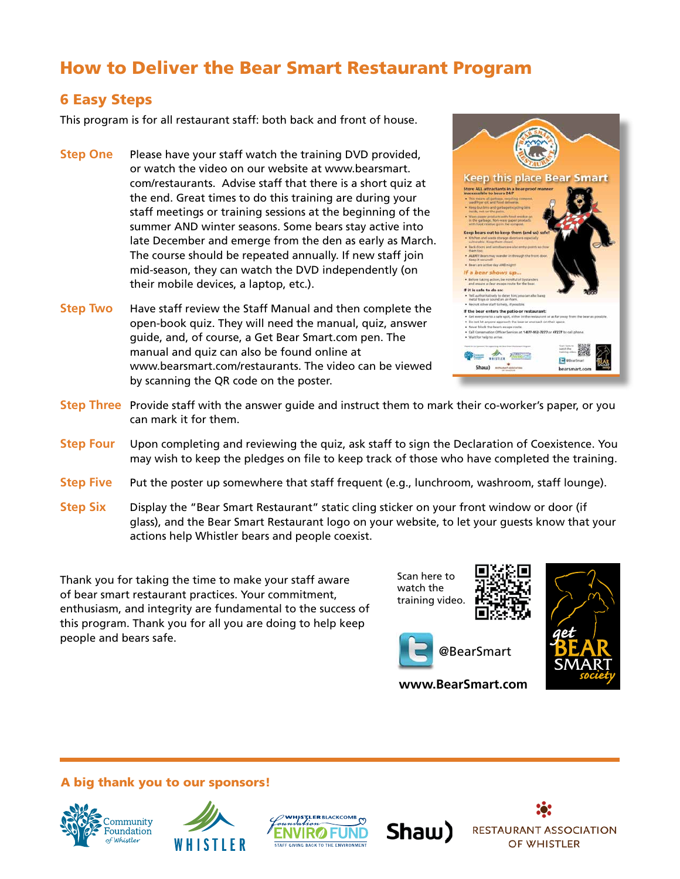# How to Deliver the Bear Smart Restaurant Program

## 6 Easy Steps

This program is for all restaurant staff: both back and front of house.

**Step One** Please have your staff watch the training DVD provided, or watch the video on our website at www.bearsmart.com/restaurants. Advise staff that there is a short quiz at the end. Great times to do this training are during your staff meetings or training sessions at the beginning of the summer AND winter seasons. Some bears stay active into late December and emerge from the den as early as March. The course should be repeated annually. If new staff join mid-season, they can watch the DVD independently (on their mobile devices, a laptop, etc.).

**Step Two** Have staff review the Staff Manual and then complete the open-book quiz. They will need the manual, quiz, answer guide, and, of course, a Get Bear Smart.com pen. The manual and quiz can also be found online at www.bearsmart.com/restaurants. The video can be viewed by scanning the QR code on the poster.

**Step Three** Provide staff with the answer guide and instruct them to mark their co-worker's paper, or you can mark it for them.

**Step Four** Upon completing and reviewing the quiz, ask staff to sign the Declaration of Coexistence. You may wish to keep the pledges on file to keep track of those who have completed the training.

**Step Five** Put the poster up somewhere that staff frequent (e.g., lunchroom, washroom, staff lounge).

**Step Six** Display the "Bear Smart Restaurant" static cling sticker on your front window or door (if glass), and the Bear Smart Restaurant logo on your website, to let your guests know that your actions help Whistler bears and people coexist.

Thank you for taking the time to make your staff aware of bear smart restaurant practices. Your commitment, enthusiasm, and integrity are fundamental to the success of this program. Thank you for all you are doing to help keep people and bears safe.

Scan here to watch the training video.

@BearSmart

**www.BearSmart.com**

get BEAR SMART society

### A big thank you to our sponsors!

Community Foundation of Whistler · Whistler · Whistler Blackcomb Foundation Enviro Fund – Staff Giving Back to the Environment · Shaw · Restaurant Association of Whistler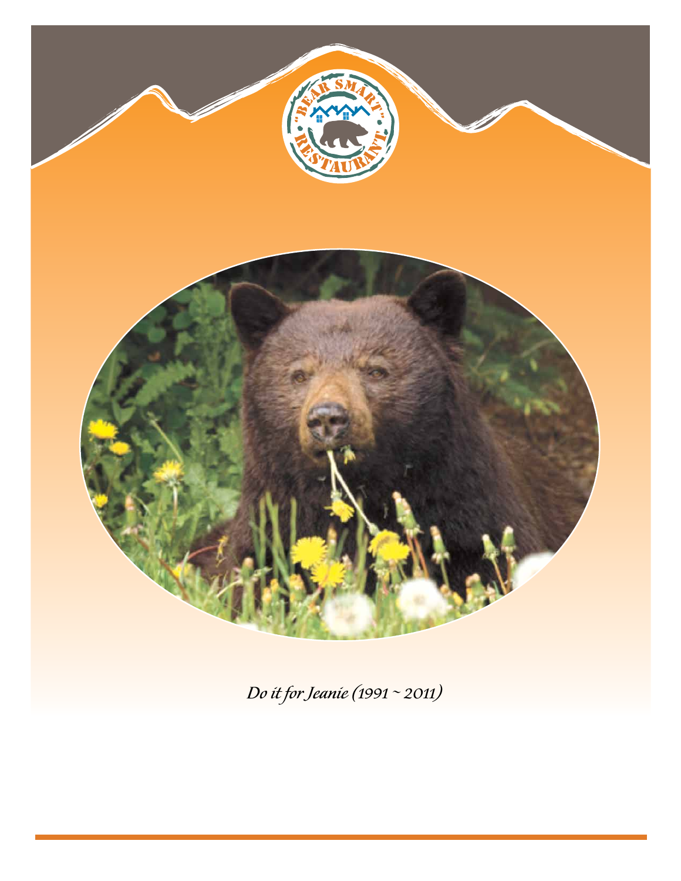*Do it for Jeanie (1991 ~ 2011)*